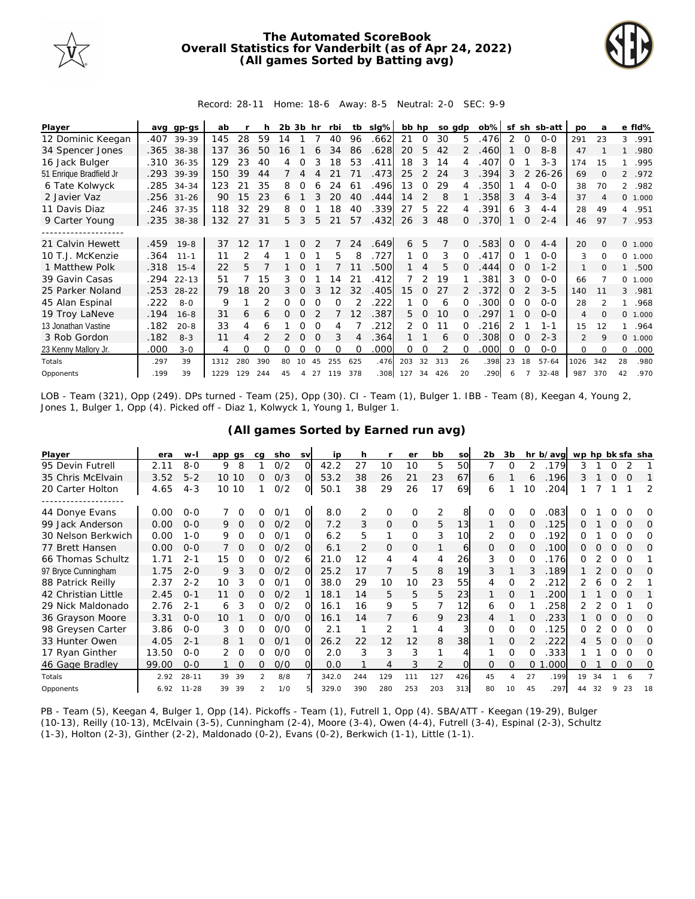# The Automated ScoreBook
## Overall Statistics for Vanderbilt (as of Apr 24, 2022)
### (All games Sorted by Batting avg)

Record: 28-11 Home: 18-6 Away: 8-5 Neutral: 2-0 SEC: 9-9

| Player | avg | gp-gs | ab | r | h | 2b | 3b | hr | rbi | tb | slg% | bb | hp | so | gdp | ob% | sf | sh | sb-att | po | a | e | fld% |
|---|---|---|---|---|---|---|---|---|---|---|---|---|---|---|---|---|---|---|---|---|---|---|---|
| 12 Dominic Keegan | .407 | 39-39 | 145 | 28 | 59 | 14 | 1 | 7 | 40 | 96 | .662 | 21 | 0 | 30 | 5 | .476 | 2 | 0 | 0-0 | 291 | 23 | 3 | .991 |
| 34 Spencer Jones | .365 | 38-38 | 137 | 36 | 50 | 16 | 1 | 6 | 34 | 86 | .628 | 20 | 5 | 42 | 2 | .460 | 1 | 0 | 8-8 | 47 | 1 | 1 | .980 |
| 16 Jack Bulger | .310 | 36-35 | 129 | 23 | 40 | 4 | 0 | 3 | 18 | 53 | .411 | 18 | 3 | 14 | 4 | .407 | 0 | 1 | 3-3 | 174 | 15 | 1 | .995 |
| 51 Enrique Bradfield Jr | .293 | 39-39 | 150 | 39 | 44 | 7 | 4 | 4 | 21 | 71 | .473 | 25 | 2 | 24 | 3 | .394 | 3 | 2 | 26-26 | 69 | 0 | 2 | .972 |
| 6 Tate Kolwyck | .285 | 34-34 | 123 | 21 | 35 | 8 | 0 | 6 | 24 | 61 | .496 | 13 | 0 | 29 | 4 | .350 | 1 | 4 | 0-0 | 38 | 70 | 2 | .982 |
| 2 Javier Vaz | .256 | 31-26 | 90 | 15 | 23 | 6 | 1 | 3 | 20 | 40 | .444 | 14 | 2 | 8 | 1 | .358 | 3 | 4 | 3-4 | 37 | 4 | 0 | 1.000 |
| 11 Davis Diaz | .246 | 37-35 | 118 | 32 | 29 | 8 | 0 | 1 | 18 | 40 | .339 | 27 | 5 | 22 | 4 | .391 | 6 | 3 | 4-4 | 28 | 49 | 4 | .951 |
| 9 Carter Young | .235 | 38-38 | 132 | 27 | 31 | 5 | 3 | 5 | 21 | 57 | .432 | 26 | 3 | 48 | 0 | .370 | 1 | 0 | 2-4 | 46 | 97 | 7 | .953 |
| -------------------- | | | | | | | | | | | | | | | | | | | | | | | |
| 21 Calvin Hewett | .459 | 19-8 | 37 | 12 | 17 | 1 | 0 | 2 | 7 | 24 | .649 | 6 | 5 | 7 | 0 | .583 | 0 | 0 | 4-4 | 20 | 0 | 0 | 1.000 |
| 10 T.J. McKenzie | .364 | 11-1 | 11 | 2 | 4 | 1 | 0 | 1 | 5 | 8 | .727 | 1 | 0 | 3 | 0 | .417 | 0 | 1 | 0-0 | 3 | 0 | 0 | 1.000 |
| 1 Matthew Polk | .318 | 15-4 | 22 | 5 | 7 | 1 | 0 | 1 | 7 | 11 | .500 | 1 | 4 | 5 | 0 | .444 | 0 | 0 | 1-2 | 1 | 0 | 1 | .500 |
| 39 Gavin Casas | .294 | 22-13 | 51 | 7 | 15 | 3 | 0 | 1 | 14 | 21 | .412 | 7 | 2 | 19 | 1 | .381 | 3 | 0 | 0-0 | 66 | 7 | 0 | 1.000 |
| 25 Parker Noland | .253 | 28-22 | 79 | 18 | 20 | 3 | 0 | 3 | 12 | 32 | .405 | 15 | 0 | 27 | 2 | .372 | 0 | 2 | 3-5 | 140 | 11 | 3 | .981 |
| 45 Alan Espinal | .222 | 8-0 | 9 | 1 | 2 | 0 | 0 | 0 | 0 | 2 | .222 | 1 | 0 | 6 | 0 | .300 | 0 | 0 | 0-0 | 28 | 2 | 1 | .968 |
| 19 Troy LaNeve | .194 | 16-8 | 31 | 6 | 6 | 0 | 0 | 2 | 7 | 12 | .387 | 5 | 0 | 10 | 0 | .297 | 1 | 0 | 0-0 | 4 | 0 | 0 | 1.000 |
| 13 Jonathan Vastine | .182 | 20-8 | 33 | 4 | 6 | 1 | 0 | 0 | 4 | 7 | .212 | 2 | 0 | 11 | 0 | .216 | 2 | 1 | 1-1 | 15 | 12 | 1 | .964 |
| 3 Rob Gordon | .182 | 8-3 | 11 | 4 | 2 | 2 | 0 | 0 | 3 | 4 | .364 | 1 | 1 | 6 | 0 | .308 | 0 | 0 | 2-3 | 2 | 9 | 0 | 1.000 |
| 23 Kenny Mallory Jr. | .000 | 3-0 | 4 | 0 | 0 | 0 | 0 | 0 | 0 | 0 | .000 | 0 | 0 | 2 | 0 | .000 | 0 | 0 | 0-0 | 0 | 0 | 0 | .000 |
| Totals | .297 | 39 | 1312 | 280 | 390 | 80 | 10 | 45 | 255 | 625 | .476 | 203 | 32 | 313 | 26 | .398 | 23 | 18 | 57-64 | 1026 | 342 | 28 | .980 |
| Opponents | .199 | 39 | 1229 | 129 | 244 | 45 | 4 | 27 | 119 | 378 | .308 | 127 | 34 | 426 | 20 | .290 | 6 | 7 | 32-48 | 987 | 370 | 42 | .970 |

LOB - Team (321), Opp (249). DPs turned - Team (25), Opp (30). CI - Team (1), Bulger 1. IBB - Team (8), Keegan 4, Young 2, Jones 1, Bulger 1, Opp (4). Picked off - Diaz 1, Kolwyck 1, Young 1, Bulger 1.

### (All games Sorted by Earned run avg)

| Player | era | w-l | app | gs | cg | sho | sv | ip | h | r | er | bb | so | 2b | 3b | hr | b/avg | wp | hp | bk | sfa | sha |
|---|---|---|---|---|---|---|---|---|---|---|---|---|---|---|---|---|---|---|---|---|---|---|
| 95 Devin Futrell | 2.11 | 8-0 | 9 | 8 | 1 | 0/2 | 0 | 42.2 | 27 | 10 | 10 | 5 | 50 | 7 | 0 | 2 | .179 | 3 | 1 | 0 | 2 | 1 |
| 35 Chris McElvain | 3.52 | 5-2 | 10 | 10 | 0 | 0/3 | 0 | 53.2 | 38 | 26 | 21 | 23 | 67 | 6 | 1 | 6 | .196 | 3 | 1 | 0 | 0 | 1 |
| 20 Carter Holton | 4.65 | 4-3 | 10 | 10 | 1 | 0/2 | 0 | 50.1 | 38 | 29 | 26 | 17 | 69 | 6 | 1 | 10 | .204 | 1 | 7 | 1 | 1 | 2 |
| -------------------- | | | | | | | | | | | | | | | | | | | | | | |
| 44 Donye Evans | 0.00 | 0-0 | 7 | 0 | 0 | 0/1 | 0 | 8.0 | 2 | 0 | 0 | 2 | 8 | 0 | 0 | 0 | .083 | 0 | 1 | 0 | 0 | 0 |
| 99 Jack Anderson | 0.00 | 0-0 | 9 | 0 | 0 | 0/2 | 0 | 7.2 | 3 | 0 | 0 | 5 | 13 | 1 | 0 | 0 | .125 | 0 | 1 | 0 | 0 | 0 |
| 30 Nelson Berkwich | 0.00 | 1-0 | 9 | 0 | 0 | 0/1 | 0 | 6.2 | 5 | 1 | 0 | 3 | 10 | 2 | 0 | 0 | .192 | 0 | 1 | 0 | 0 | 0 |
| 77 Brett Hansen | 0.00 | 0-0 | 7 | 0 | 0 | 0/2 | 0 | 6.1 | 2 | 0 | 0 | 1 | 6 | 0 | 0 | 0 | .100 | 0 | 0 | 0 | 0 | 0 |
| 66 Thomas Schultz | 1.71 | 2-1 | 15 | 0 | 0 | 0/2 | 6 | 21.0 | 12 | 4 | 4 | 4 | 26 | 3 | 0 | 0 | .176 | 0 | 2 | 0 | 0 | 1 |
| 97 Bryce Cunningham | 1.75 | 2-0 | 9 | 3 | 0 | 0/2 | 0 | 25.2 | 17 | 7 | 5 | 8 | 19 | 3 | 1 | 3 | .189 | 1 | 2 | 0 | 0 | 0 |
| 88 Patrick Reilly | 2.37 | 2-2 | 10 | 3 | 0 | 0/1 | 0 | 38.0 | 29 | 10 | 10 | 23 | 55 | 4 | 0 | 2 | .212 | 2 | 6 | 0 | 2 | 1 |
| 42 Christian Little | 2.45 | 0-1 | 11 | 0 | 0 | 0/2 | 1 | 18.1 | 14 | 5 | 5 | 5 | 23 | 1 | 0 | 1 | .200 | 1 | 1 | 0 | 0 | 1 |
| 29 Nick Maldonado | 2.76 | 2-1 | 6 | 3 | 0 | 0/2 | 0 | 16.1 | 16 | 9 | 5 | 7 | 12 | 6 | 0 | 1 | .258 | 2 | 2 | 0 | 1 | 0 |
| 36 Grayson Moore | 3.31 | 0-0 | 10 | 1 | 0 | 0/0 | 0 | 16.1 | 14 | 7 | 6 | 9 | 23 | 4 | 1 | 0 | .233 | 1 | 0 | 0 | 0 | 0 |
| 98 Greysen Carter | 3.86 | 0-0 | 3 | 0 | 0 | 0/0 | 0 | 2.1 | 1 | 2 | 1 | 4 | 3 | 0 | 0 | 0 | .125 | 0 | 2 | 0 | 0 | 0 |
| 33 Hunter Owen | 4.05 | 2-1 | 8 | 1 | 0 | 0/1 | 0 | 26.2 | 22 | 12 | 12 | 8 | 38 | 1 | 0 | 2 | .222 | 4 | 5 | 0 | 0 | 0 |
| 17 Ryan Ginther | 13.50 | 0-0 | 2 | 0 | 0 | 0/0 | 0 | 2.0 | 3 | 3 | 3 | 1 | 4 | 1 | 0 | 0 | .333 | 1 | 1 | 0 | 0 | 0 |
| 46 Gage Bradley | 99.00 | 0-0 | 1 | 0 | 0 | 0/0 | 0 | 0.0 | 1 | 4 | 3 | 2 | 0 | 0 | 0 | 0 | 1.000 | 0 | 1 | 0 | 0 | 0 |
| Totals | 2.92 | 28-11 | 39 | 39 | 2 | 8/8 | 7 | 342.0 | 244 | 129 | 111 | 127 | 426 | 45 | 4 | 27 | .199 | 19 | 34 | 1 | 6 | 7 |
| Opponents | 6.92 | 11-28 | 39 | 39 | 2 | 1/0 | 5 | 329.0 | 390 | 280 | 253 | 203 | 313 | 80 | 10 | 45 | .297 | 44 | 32 | 9 | 23 | 18 |

PB - Team (5), Keegan 4, Bulger 1, Opp (14). Pickoffs - Team (1), Futrell 1, Opp (4). SBA/ATT - Keegan (19-29), Bulger (10-13), Reilly (10-13), McElvain (3-5), Cunningham (2-4), Moore (3-4), Owen (4-4), Futrell (3-4), Espinal (2-3), Schultz (1-3), Holton (2-3), Ginther (2-2), Maldonado (0-2), Evans (0-2), Berkwich (1-1), Little (1-1).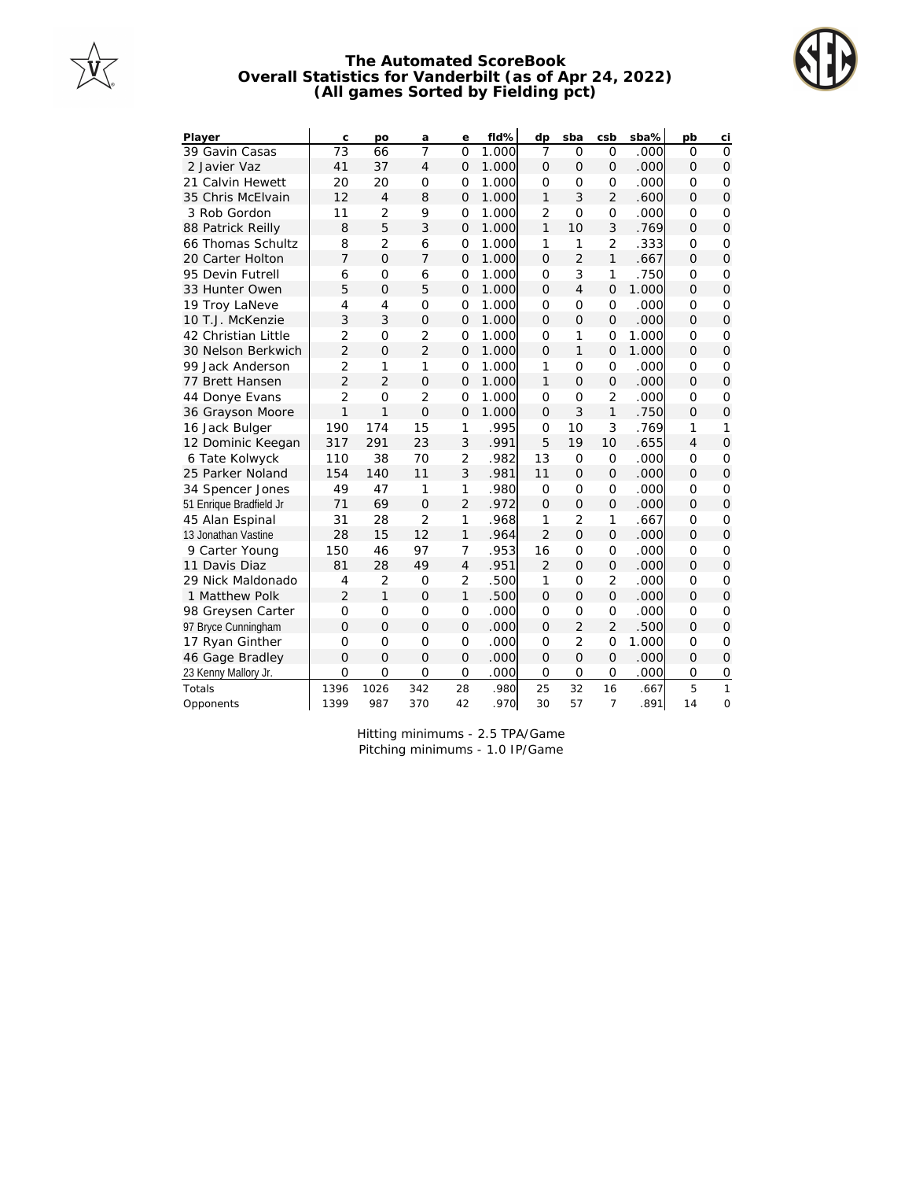# The Automated ScoreBook
## Overall Statistics for Vanderbilt (as of Apr 24, 2022)
### (All games Sorted by Fielding pct)

| Player | c | po | a | e | fld% | dp | sba | csb | sba% | pb | ci |
|---|---|---|---|---|---|---|---|---|---|---|---|
| 39 Gavin Casas | 73 | 66 | 7 | 0 | 1.000 | 7 | 0 | 0 | .000 | 0 | 0 |
| 2 Javier Vaz | 41 | 37 | 4 | 0 | 1.000 | 0 | 0 | 0 | .000 | 0 | 0 |
| 21 Calvin Hewett | 20 | 20 | 0 | 0 | 1.000 | 0 | 0 | 0 | .000 | 0 | 0 |
| 35 Chris McElvain | 12 | 4 | 8 | 0 | 1.000 | 1 | 3 | 2 | .600 | 0 | 0 |
| 3 Rob Gordon | 11 | 2 | 9 | 0 | 1.000 | 2 | 0 | 0 | .000 | 0 | 0 |
| 88 Patrick Reilly | 8 | 5 | 3 | 0 | 1.000 | 1 | 10 | 3 | .769 | 0 | 0 |
| 66 Thomas Schultz | 8 | 2 | 6 | 0 | 1.000 | 1 | 1 | 2 | .333 | 0 | 0 |
| 20 Carter Holton | 7 | 0 | 7 | 0 | 1.000 | 0 | 2 | 1 | .667 | 0 | 0 |
| 95 Devin Futrell | 6 | 0 | 6 | 0 | 1.000 | 0 | 3 | 1 | .750 | 0 | 0 |
| 33 Hunter Owen | 5 | 0 | 5 | 0 | 1.000 | 0 | 4 | 0 | 1.000 | 0 | 0 |
| 19 Troy LaNeve | 4 | 4 | 0 | 0 | 1.000 | 0 | 0 | 0 | .000 | 0 | 0 |
| 10 T.J. McKenzie | 3 | 3 | 0 | 0 | 1.000 | 0 | 0 | 0 | .000 | 0 | 0 |
| 42 Christian Little | 2 | 0 | 2 | 0 | 1.000 | 0 | 1 | 0 | 1.000 | 0 | 0 |
| 30 Nelson Berkwich | 2 | 0 | 2 | 0 | 1.000 | 0 | 1 | 0 | 1.000 | 0 | 0 |
| 99 Jack Anderson | 2 | 1 | 1 | 0 | 1.000 | 1 | 0 | 0 | .000 | 0 | 0 |
| 77 Brett Hansen | 2 | 2 | 0 | 0 | 1.000 | 1 | 0 | 0 | .000 | 0 | 0 |
| 44 Donye Evans | 2 | 0 | 2 | 0 | 1.000 | 0 | 0 | 2 | .000 | 0 | 0 |
| 36 Grayson Moore | 1 | 1 | 0 | 0 | 1.000 | 0 | 3 | 1 | .750 | 0 | 0 |
| 16 Jack Bulger | 190 | 174 | 15 | 1 | .995 | 0 | 10 | 3 | .769 | 1 | 1 |
| 12 Dominic Keegan | 317 | 291 | 23 | 3 | .991 | 5 | 19 | 10 | .655 | 4 | 0 |
| 6 Tate Kolwyck | 110 | 38 | 70 | 2 | .982 | 13 | 0 | 0 | .000 | 0 | 0 |
| 25 Parker Noland | 154 | 140 | 11 | 3 | .981 | 11 | 0 | 0 | .000 | 0 | 0 |
| 34 Spencer Jones | 49 | 47 | 1 | 1 | .980 | 0 | 0 | 0 | .000 | 0 | 0 |
| 51 Enrique Bradfield Jr | 71 | 69 | 0 | 2 | .972 | 0 | 0 | 0 | .000 | 0 | 0 |
| 45 Alan Espinal | 31 | 28 | 2 | 1 | .968 | 1 | 2 | 1 | .667 | 0 | 0 |
| 13 Jonathan Vastine | 28 | 15 | 12 | 1 | .964 | 2 | 0 | 0 | .000 | 0 | 0 |
| 9 Carter Young | 150 | 46 | 97 | 7 | .953 | 16 | 0 | 0 | .000 | 0 | 0 |
| 11 Davis Diaz | 81 | 28 | 49 | 4 | .951 | 2 | 0 | 0 | .000 | 0 | 0 |
| 29 Nick Maldonado | 4 | 2 | 0 | 2 | .500 | 1 | 0 | 2 | .000 | 0 | 0 |
| 1 Matthew Polk | 2 | 1 | 0 | 1 | .500 | 0 | 0 | 0 | .000 | 0 | 0 |
| 98 Greysen Carter | 0 | 0 | 0 | 0 | .000 | 0 | 0 | 0 | .000 | 0 | 0 |
| 97 Bryce Cunningham | 0 | 0 | 0 | 0 | .000 | 0 | 2 | 2 | .500 | 0 | 0 |
| 17 Ryan Ginther | 0 | 0 | 0 | 0 | .000 | 0 | 2 | 0 | 1.000 | 0 | 0 |
| 46 Gage Bradley | 0 | 0 | 0 | 0 | .000 | 0 | 0 | 0 | .000 | 0 | 0 |
| 23 Kenny Mallory Jr. | 0 | 0 | 0 | 0 | .000 | 0 | 0 | 0 | .000 | 0 | 0 |
| Totals | 1396 | 1026 | 342 | 28 | .980 | 25 | 32 | 16 | .667 | 5 | 1 |
| Opponents | 1399 | 987 | 370 | 42 | .970 | 30 | 57 | 7 | .891 | 14 | 0 |

Hitting minimums - 2.5 TPA/Game
Pitching minimums - 1.0 IP/Game